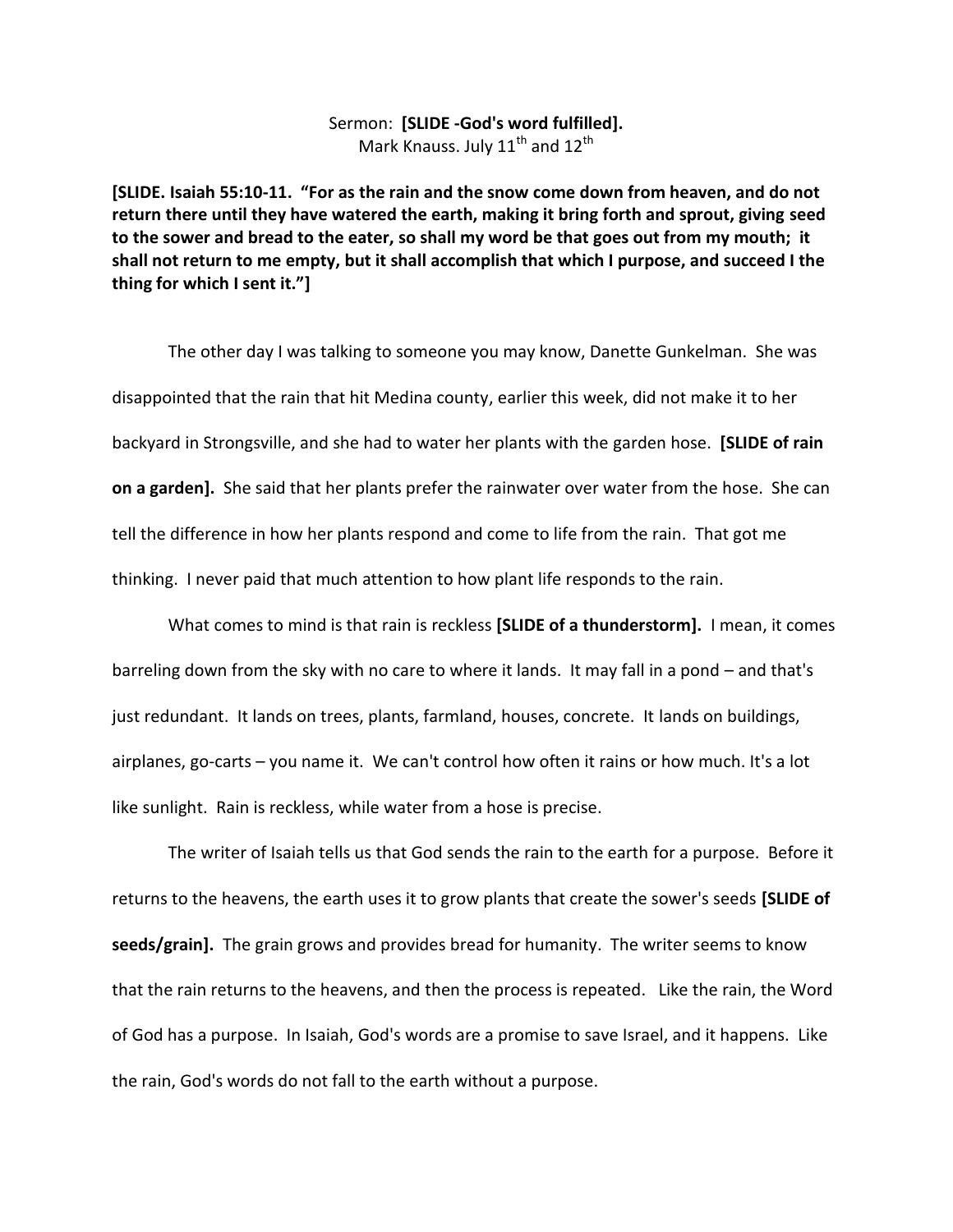Sermon: **[SLIDE -God's word fulfilled].**
Mark Knauss. July 11th and 12th

**[SLIDE. Isaiah 55:10-11. "For as the rain and the snow come down from heaven, and do not return there until they have watered the earth, making it bring forth and sprout, giving seed to the sower and bread to the eater, so shall my word be that goes out from my mouth; it shall not return to me empty, but it shall accomplish that which I purpose, and succeed I the thing for which I sent it."]**

The other day I was talking to someone you may know, Danette Gunkelman. She was disappointed that the rain that hit Medina county, earlier this week, did not make it to her backyard in Strongsville, and she had to water her plants with the garden hose. **[SLIDE of rain on a garden].** She said that her plants prefer the rainwater over water from the hose. She can tell the difference in how her plants respond and come to life from the rain. That got me thinking. I never paid that much attention to how plant life responds to the rain.

What comes to mind is that rain is reckless **[SLIDE of a thunderstorm].** I mean, it comes barreling down from the sky with no care to where it lands. It may fall in a pond – and that's just redundant. It lands on trees, plants, farmland, houses, concrete. It lands on buildings, airplanes, go-carts – you name it. We can't control how often it rains or how much. It's a lot like sunlight. Rain is reckless, while water from a hose is precise.

The writer of Isaiah tells us that God sends the rain to the earth for a purpose. Before it returns to the heavens, the earth uses it to grow plants that create the sower's seeds **[SLIDE of seeds/grain].** The grain grows and provides bread for humanity. The writer seems to know that the rain returns to the heavens, and then the process is repeated. Like the rain, the Word of God has a purpose. In Isaiah, God's words are a promise to save Israel, and it happens. Like the rain, God's words do not fall to the earth without a purpose.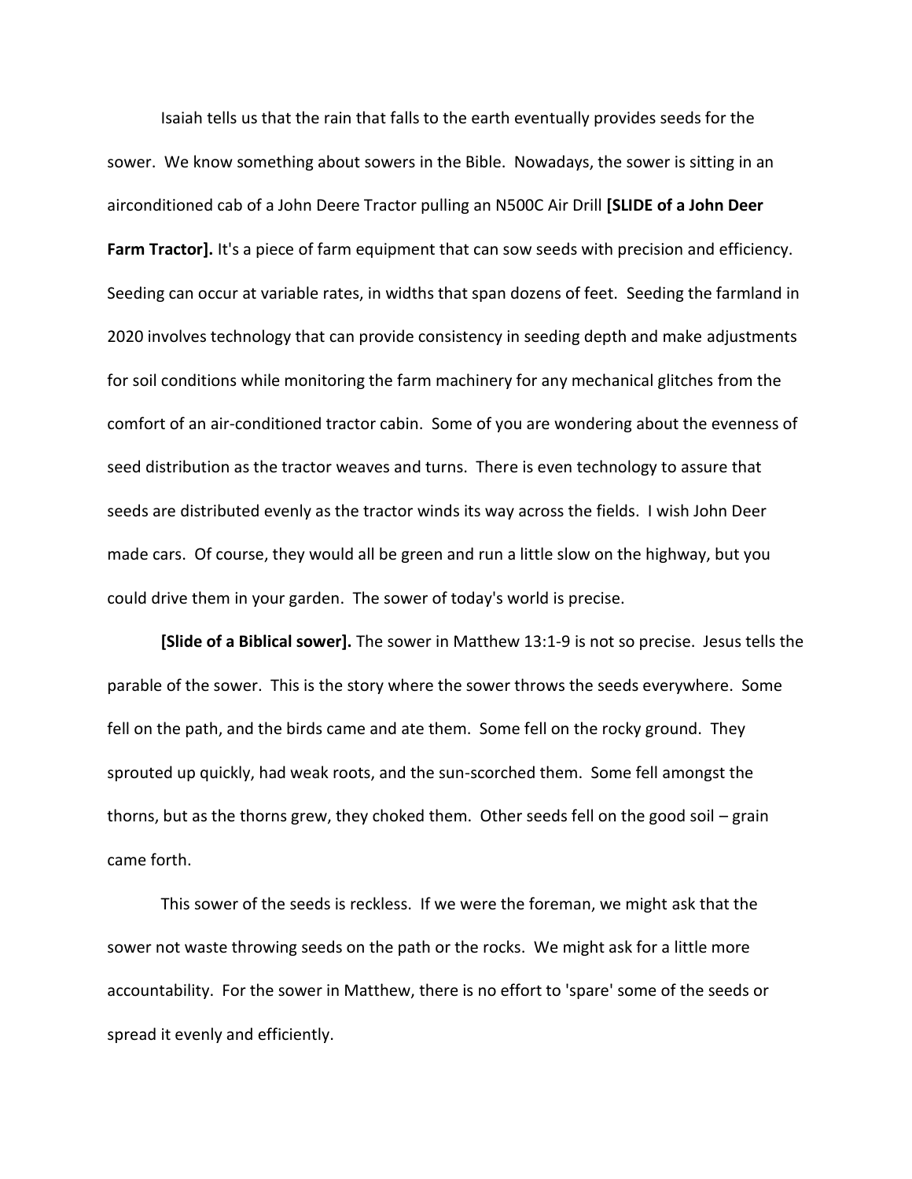Isaiah tells us that the rain that falls to the earth eventually provides seeds for the sower. We know something about sowers in the Bible. Nowadays, the sower is sitting in an airconditioned cab of a John Deere Tractor pulling an N500C Air Drill **[SLIDE of a John Deer Farm Tractor].** It's a piece of farm equipment that can sow seeds with precision and efficiency. Seeding can occur at variable rates, in widths that span dozens of feet. Seeding the farmland in 2020 involves technology that can provide consistency in seeding depth and make adjustments for soil conditions while monitoring the farm machinery for any mechanical glitches from the comfort of an air-conditioned tractor cabin. Some of you are wondering about the evenness of seed distribution as the tractor weaves and turns. There is even technology to assure that seeds are distributed evenly as the tractor winds its way across the fields. I wish John Deer made cars. Of course, they would all be green and run a little slow on the highway, but you could drive them in your garden. The sower of today's world is precise.

**[Slide of a Biblical sower].** The sower in Matthew 13:1-9 is not so precise. Jesus tells the parable of the sower. This is the story where the sower throws the seeds everywhere. Some fell on the path, and the birds came and ate them. Some fell on the rocky ground. They sprouted up quickly, had weak roots, and the sun-scorched them. Some fell amongst the thorns, but as the thorns grew, they choked them. Other seeds fell on the good soil – grain came forth.

This sower of the seeds is reckless. If we were the foreman, we might ask that the sower not waste throwing seeds on the path or the rocks. We might ask for a little more accountability. For the sower in Matthew, there is no effort to 'spare' some of the seeds or spread it evenly and efficiently.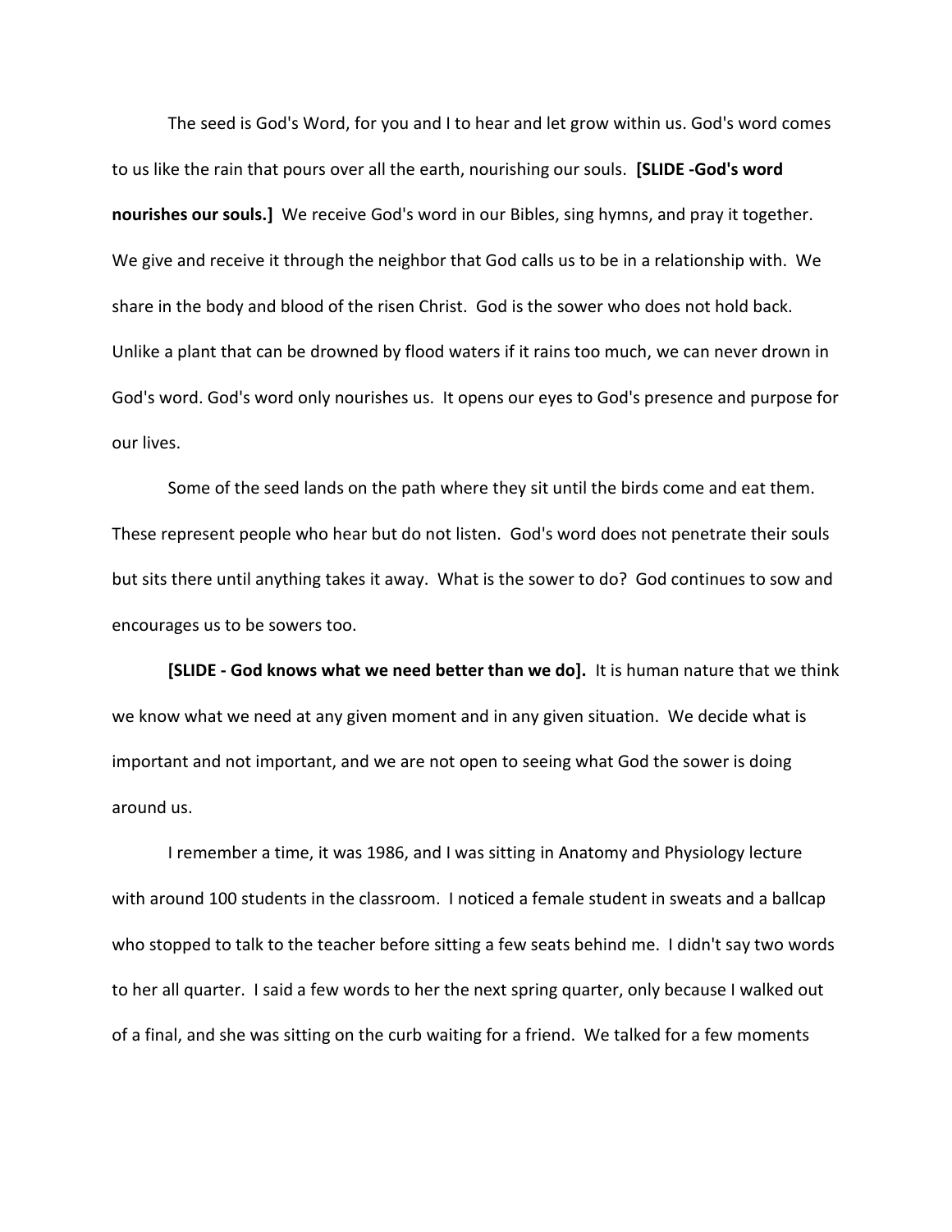The seed is God's Word, for you and I to hear and let grow within us. God's word comes to us like the rain that pours over all the earth, nourishing our souls. **[SLIDE -God's word nourishes our souls.]** We receive God's word in our Bibles, sing hymns, and pray it together. We give and receive it through the neighbor that God calls us to be in a relationship with. We share in the body and blood of the risen Christ. God is the sower who does not hold back. Unlike a plant that can be drowned by flood waters if it rains too much, we can never drown in God's word. God's word only nourishes us. It opens our eyes to God's presence and purpose for our lives.

Some of the seed lands on the path where they sit until the birds come and eat them. These represent people who hear but do not listen. God's word does not penetrate their souls but sits there until anything takes it away. What is the sower to do? God continues to sow and encourages us to be sowers too.

**[SLIDE - God knows what we need better than we do].** It is human nature that we think we know what we need at any given moment and in any given situation. We decide what is important and not important, and we are not open to seeing what God the sower is doing around us.

I remember a time, it was 1986, and I was sitting in Anatomy and Physiology lecture with around 100 students in the classroom. I noticed a female student in sweats and a ballcap who stopped to talk to the teacher before sitting a few seats behind me. I didn't say two words to her all quarter. I said a few words to her the next spring quarter, only because I walked out of a final, and she was sitting on the curb waiting for a friend. We talked for a few moments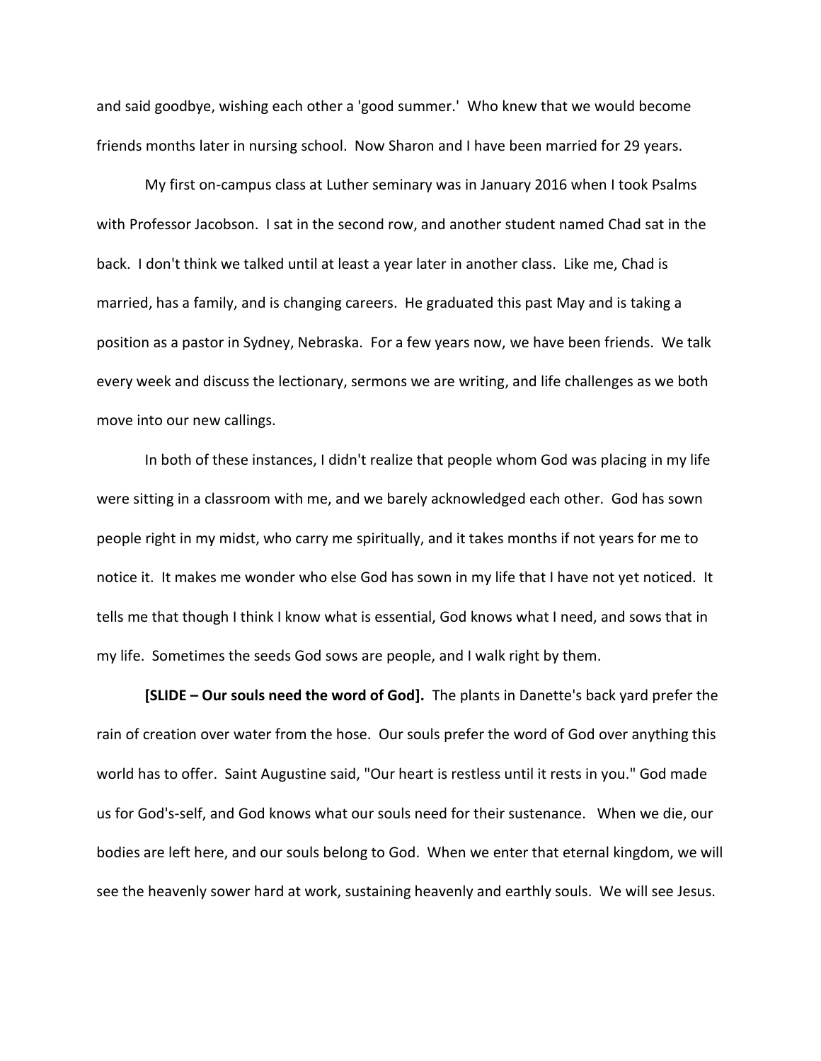and said goodbye, wishing each other a 'good summer.' Who knew that we would become friends months later in nursing school. Now Sharon and I have been married for 29 years.

My first on-campus class at Luther seminary was in January 2016 when I took Psalms with Professor Jacobson. I sat in the second row, and another student named Chad sat in the back. I don't think we talked until at least a year later in another class. Like me, Chad is married, has a family, and is changing careers. He graduated this past May and is taking a position as a pastor in Sydney, Nebraska. For a few years now, we have been friends. We talk every week and discuss the lectionary, sermons we are writing, and life challenges as we both move into our new callings.

In both of these instances, I didn't realize that people whom God was placing in my life were sitting in a classroom with me, and we barely acknowledged each other. God has sown people right in my midst, who carry me spiritually, and it takes months if not years for me to notice it. It makes me wonder who else God has sown in my life that I have not yet noticed. It tells me that though I think I know what is essential, God knows what I need, and sows that in my life. Sometimes the seeds God sows are people, and I walk right by them.

**[SLIDE – Our souls need the word of God].** The plants in Danette's back yard prefer the rain of creation over water from the hose. Our souls prefer the word of God over anything this world has to offer. Saint Augustine said, "Our heart is restless until it rests in you." God made us for God's-self, and God knows what our souls need for their sustenance. When we die, our bodies are left here, and our souls belong to God. When we enter that eternal kingdom, we will see the heavenly sower hard at work, sustaining heavenly and earthly souls. We will see Jesus.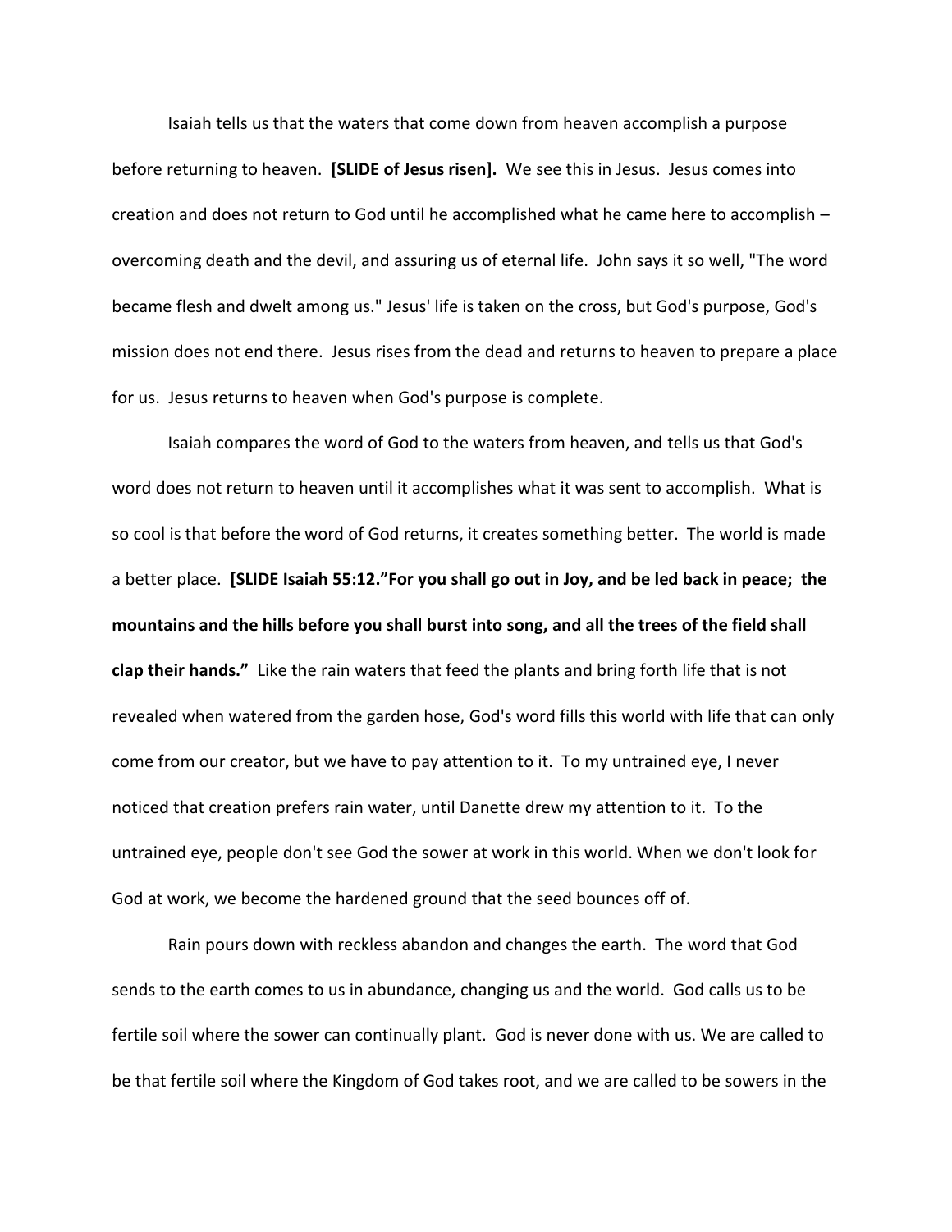Isaiah tells us that the waters that come down from heaven accomplish a purpose before returning to heaven. **[SLIDE of Jesus risen].** We see this in Jesus. Jesus comes into creation and does not return to God until he accomplished what he came here to accomplish – overcoming death and the devil, and assuring us of eternal life. John says it so well, "The word became flesh and dwelt among us." Jesus' life is taken on the cross, but God's purpose, God's mission does not end there. Jesus rises from the dead and returns to heaven to prepare a place for us. Jesus returns to heaven when God's purpose is complete.

Isaiah compares the word of God to the waters from heaven, and tells us that God's word does not return to heaven until it accomplishes what it was sent to accomplish. What is so cool is that before the word of God returns, it creates something better. The world is made a better place. **[SLIDE Isaiah 55:12."For you shall go out in Joy, and be led back in peace; the mountains and the hills before you shall burst into song, and all the trees of the field shall clap their hands."** Like the rain waters that feed the plants and bring forth life that is not revealed when watered from the garden hose, God's word fills this world with life that can only come from our creator, but we have to pay attention to it. To my untrained eye, I never noticed that creation prefers rain water, until Danette drew my attention to it. To the untrained eye, people don't see God the sower at work in this world. When we don't look for God at work, we become the hardened ground that the seed bounces off of.

Rain pours down with reckless abandon and changes the earth. The word that God sends to the earth comes to us in abundance, changing us and the world. God calls us to be fertile soil where the sower can continually plant. God is never done with us. We are called to be that fertile soil where the Kingdom of God takes root, and we are called to be sowers in the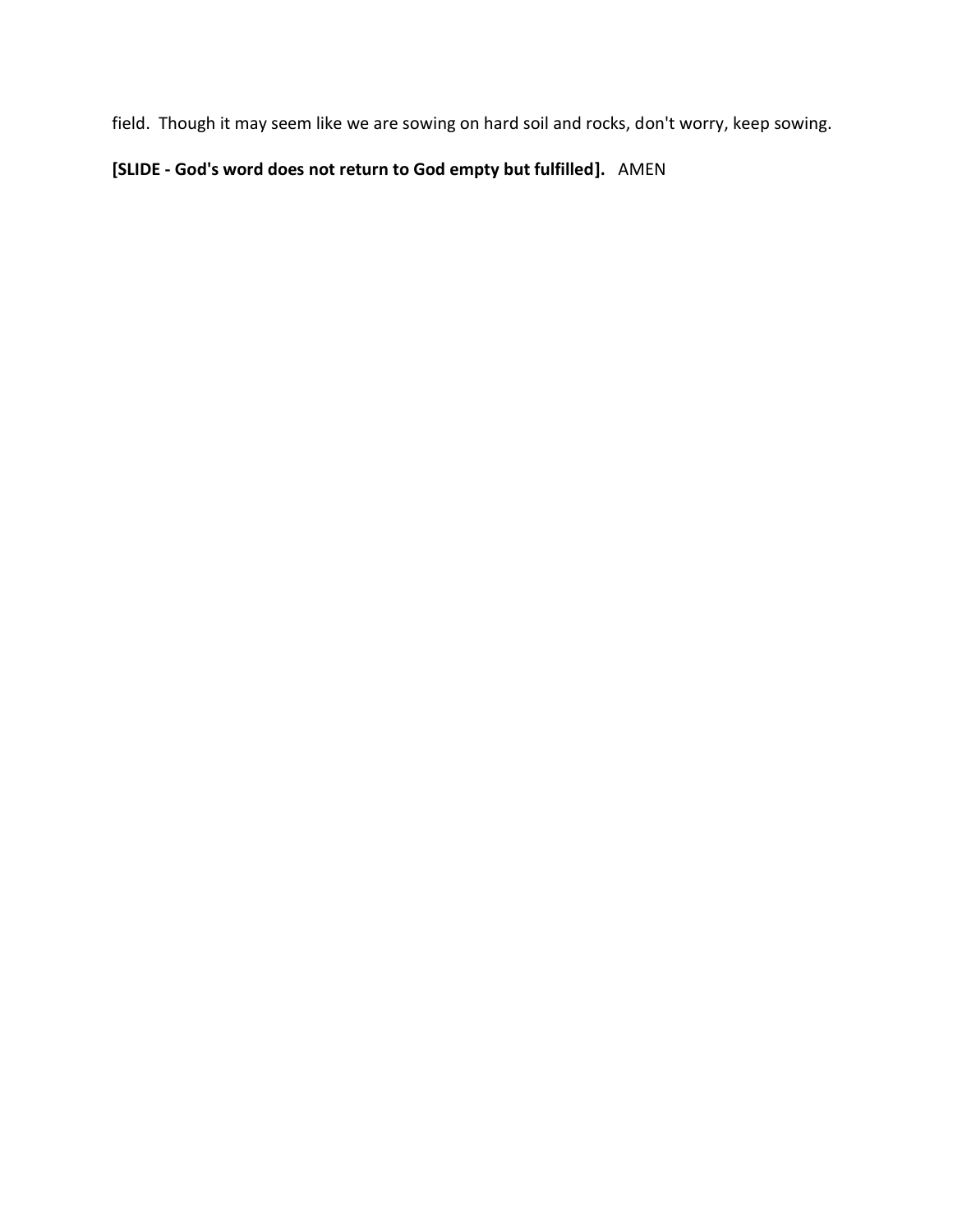field. Though it may seem like we are sowing on hard soil and rocks, don't worry, keep sowing.

**[SLIDE - God's word does not return to God empty but fulfilled].** AMEN